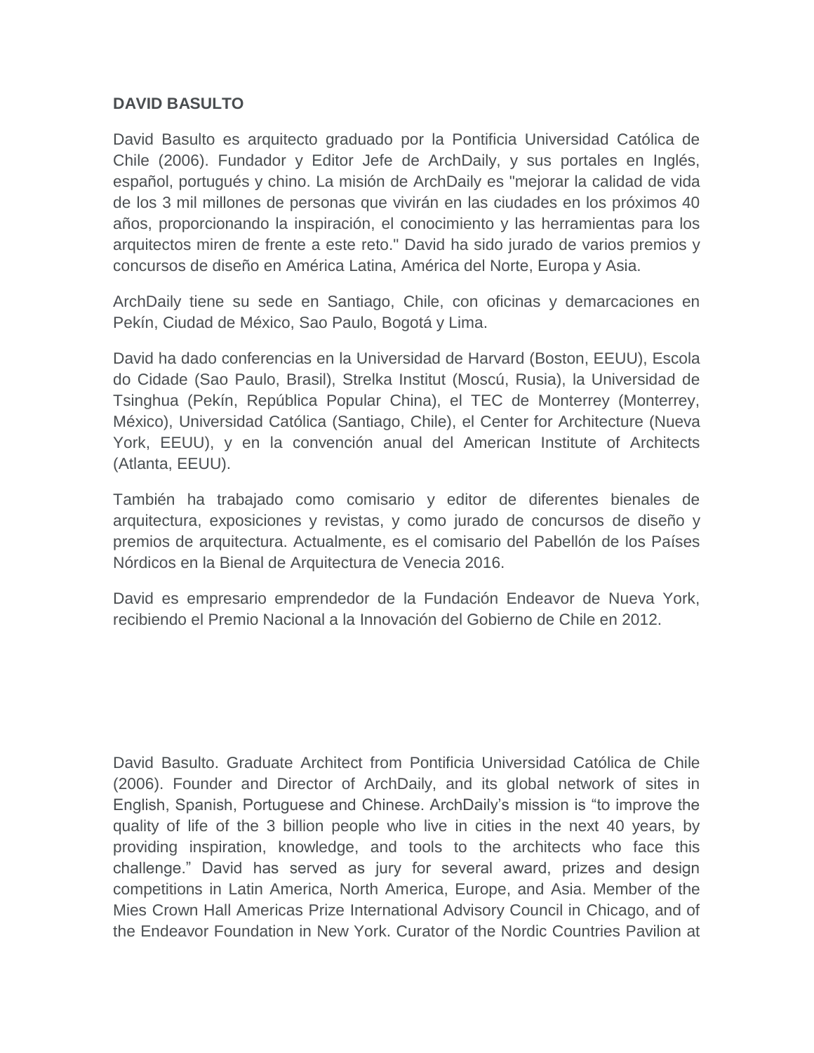**DAVID BASULTO**

David Basulto es arquitecto graduado por la Pontificia Universidad Católica de Chile (2006). Fundador y Editor Jefe de ArchDaily, y sus portales en Inglés, español, portugués y chino. La misión de ArchDaily es "mejorar la calidad de vida de los 3 mil millones de personas que vivirán en las ciudades en los próximos 40 años, proporcionando la inspiración, el conocimiento y las herramientas para los arquitectos miren de frente a este reto." David ha sido jurado de varios premios y concursos de diseño en América Latina, América del Norte, Europa y Asia.

ArchDaily tiene su sede en Santiago, Chile, con oficinas y demarcaciones en Pekín, Ciudad de México, Sao Paulo, Bogotá y Lima.

David ha dado conferencias en la Universidad de Harvard (Boston, EEUU), Escola do Cidade (Sao Paulo, Brasil), Strelka Institut (Moscú, Rusia), la Universidad de Tsinghua (Pekín, República Popular China), el TEC de Monterrey (Monterrey, México), Universidad Católica (Santiago, Chile), el Center for Architecture (Nueva York, EEUU), y en la convención anual del American Institute of Architects (Atlanta, EEUU).

También ha trabajado como comisario y editor de diferentes bienales de arquitectura, exposiciones y revistas, y como jurado de concursos de diseño y premios de arquitectura. Actualmente, es el comisario del Pabellón de los Países Nórdicos en la Bienal de Arquitectura de Venecia 2016.

David es empresario emprendedor de la Fundación Endeavor de Nueva York, recibiendo el Premio Nacional a la Innovación del Gobierno de Chile en 2012.

David Basulto. Graduate Architect from Pontificia Universidad Católica de Chile (2006). Founder and Director of ArchDaily, and its global network of sites in English, Spanish, Portuguese and Chinese. ArchDaily's mission is "to improve the quality of life of the 3 billion people who live in cities in the next 40 years, by providing inspiration, knowledge, and tools to the architects who face this challenge." David has served as jury for several award, prizes and design competitions in Latin America, North America, Europe, and Asia. Member of the Mies Crown Hall Americas Prize International Advisory Council in Chicago, and of the Endeavor Foundation in New York. Curator of the Nordic Countries Pavilion at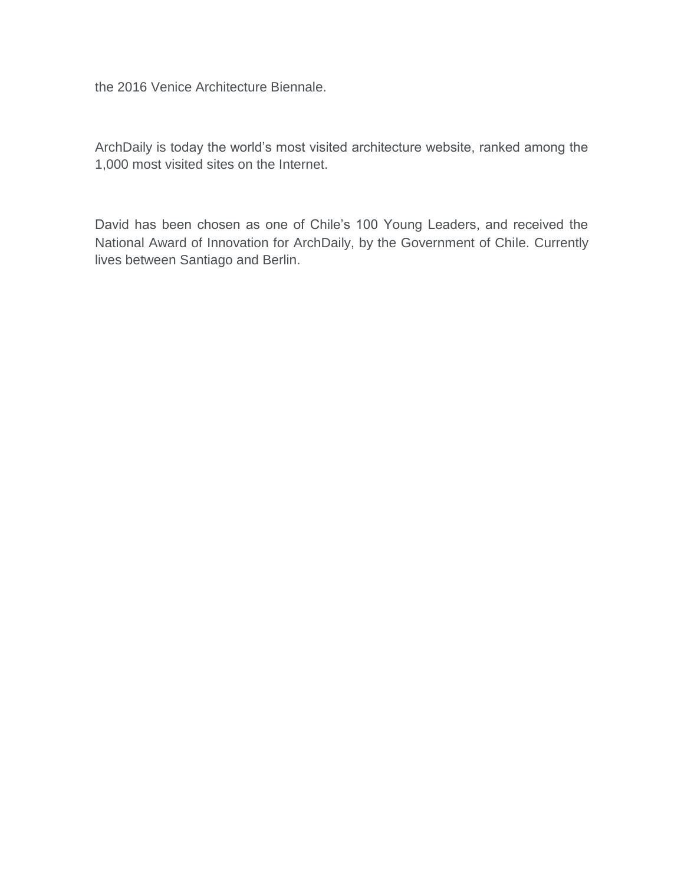the 2016 Venice Architecture Biennale.

ArchDaily is today the world's most visited architecture website, ranked among the 1,000 most visited sites on the Internet.

David has been chosen as one of Chile's 100 Young Leaders, and received the National Award of Innovation for ArchDaily, by the Government of Chile. Currently lives between Santiago and Berlin.